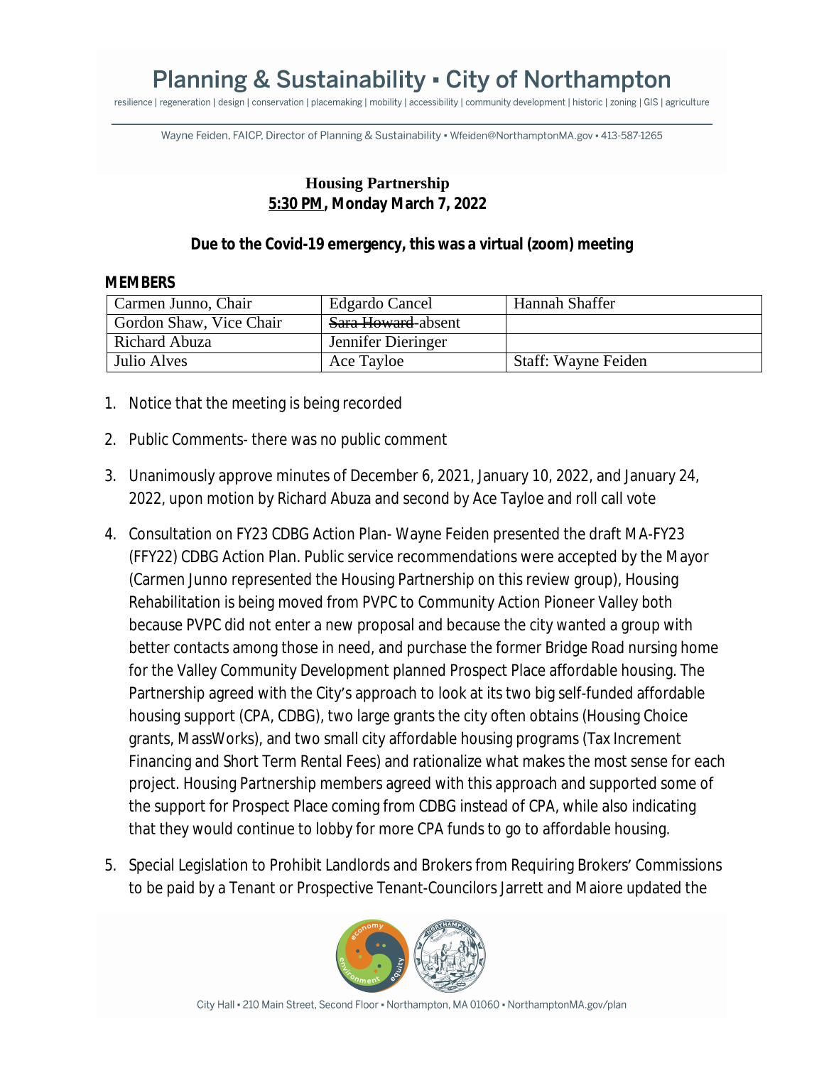# Planning & Sustainability ▪ City of Northampton

resilience | regeneration | design | conservation | placemaking | mobility | accessibility | community development | historic | zoning | GIS | agriculture

Wayne Feiden, FAICP, Director of Planning & Sustainability ▪ Wfeiden@NorthamptonMA.gov ▪ 413-587-1265

## Housing Partnership
**5:30 PM, Monday March 7, 2022**

**Due to the Covid-19 emergency, this was a virtual (zoom) meeting**

**MEMBERS**

| Carmen Junno, Chair | Edgardo Cancel | Hannah Shaffer |
|---|---|---|
| Gordon Shaw, Vice Chair | ~~Sara Howard~~ absent | |
| Richard Abuza | Jennifer Dieringer | |
| Julio Alves | Ace Tayloe | Staff: Wayne Feiden |

1. Notice that the meeting is being recorded

2. Public Comments- there was no public comment

3. Unanimously approve minutes of December 6, 2021, January 10, 2022, and January 24, 2022, upon motion by Richard Abuza and second by Ace Tayloe and roll call vote

4. Consultation on FY23 CDBG Action Plan- Wayne Feiden presented the draft MA-FY23 (FFY22) CDBG Action Plan. Public service recommendations were accepted by the Mayor (Carmen Junno represented the Housing Partnership on this review group), Housing Rehabilitation is being moved from PVPC to Community Action Pioneer Valley both because PVPC did not enter a new proposal and because the city wanted a group with better contacts among those in need, and purchase the former Bridge Road nursing home for the Valley Community Development planned Prospect Place affordable housing. The Partnership agreed with the City's approach to look at its two big self-funded affordable housing support (CPA, CDBG), two large grants the city often obtains (Housing Choice grants, MassWorks), and two small city affordable housing programs (Tax Increment Financing and Short Term Rental Fees) and rationalize what makes the most sense for each project. Housing Partnership members agreed with this approach and supported some of the support for Prospect Place coming from CDBG instead of CPA, while also indicating that they would continue to lobby for more CPA funds to go to affordable housing.

5. Special Legislation to Prohibit Landlords and Brokers from Requiring Brokers' Commissions to be paid by a Tenant or Prospective Tenant-Councilors Jarrett and Maiore updated the

City Hall ▪ 210 Main Street, Second Floor ▪ Northampton, MA 01060 ▪ NorthamptonMA.gov/plan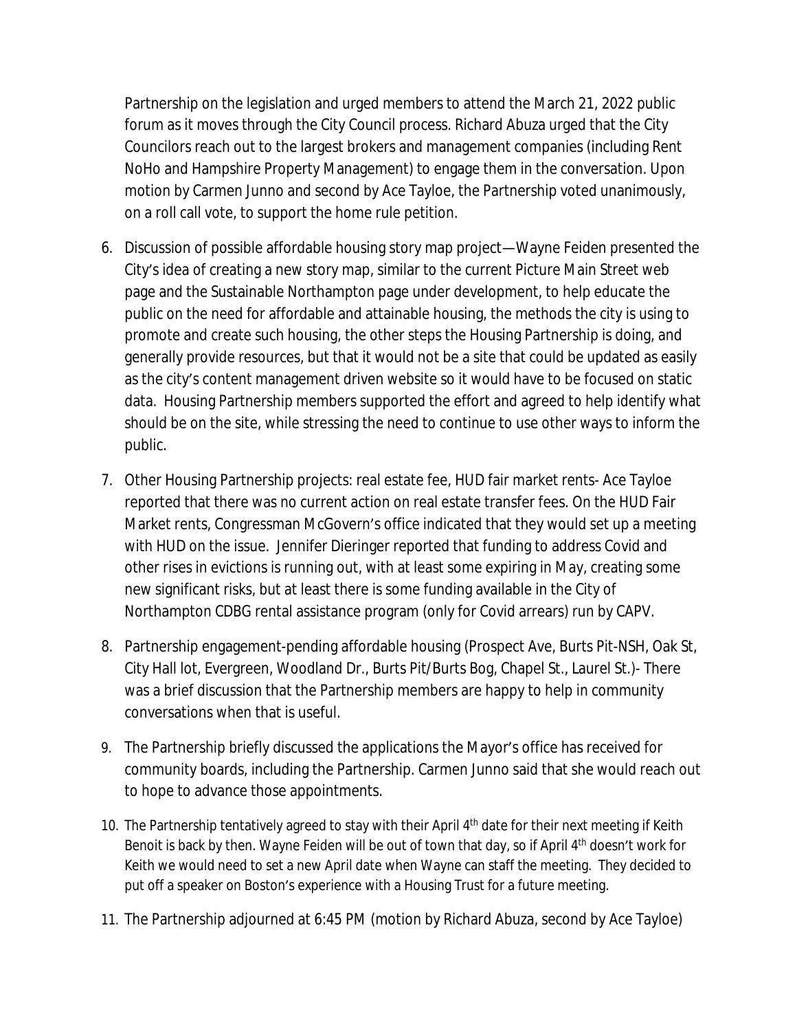Partnership on the legislation and urged members to attend the March 21, 2022 public forum as it moves through the City Council process. Richard Abuza urged that the City Councilors reach out to the largest brokers and management companies (including Rent NoHo and Hampshire Property Management) to engage them in the conversation. Upon motion by Carmen Junno and second by Ace Tayloe, the Partnership voted unanimously, on a roll call vote, to support the home rule petition.

6. Discussion of possible affordable housing story map project—Wayne Feiden presented the City's idea of creating a new story map, similar to the current Picture Main Street web page and the Sustainable Northampton page under development, to help educate the public on the need for affordable and attainable housing, the methods the city is using to promote and create such housing, the other steps the Housing Partnership is doing, and generally provide resources, but that it would not be a site that could be updated as easily as the city's content management driven website so it would have to be focused on static data. Housing Partnership members supported the effort and agreed to help identify what should be on the site, while stressing the need to continue to use other ways to inform the public.

7. Other Housing Partnership projects: real estate fee, HUD fair market rents- Ace Tayloe reported that there was no current action on real estate transfer fees. On the HUD Fair Market rents, Congressman McGovern's office indicated that they would set up a meeting with HUD on the issue. Jennifer Dieringer reported that funding to address Covid and other rises in evictions is running out, with at least some expiring in May, creating some new significant risks, but at least there is some funding available in the City of Northampton CDBG rental assistance program (only for Covid arrears) run by CAPV.

8. Partnership engagement-pending affordable housing (Prospect Ave, Burts Pit-NSH, Oak St, City Hall lot, Evergreen, Woodland Dr., Burts Pit/Burts Bog, Chapel St., Laurel St.)- There was a brief discussion that the Partnership members are happy to help in community conversations when that is useful.

9. The Partnership briefly discussed the applications the Mayor's office has received for community boards, including the Partnership. Carmen Junno said that she would reach out to hope to advance those appointments.

10. The Partnership tentatively agreed to stay with their April 4th date for their next meeting if Keith Benoit is back by then. Wayne Feiden will be out of town that day, so if April 4th doesn't work for Keith we would need to set a new April date when Wayne can staff the meeting. They decided to put off a speaker on Boston's experience with a Housing Trust for a future meeting.

11. The Partnership adjourned at 6:45 PM (motion by Richard Abuza, second by Ace Tayloe)